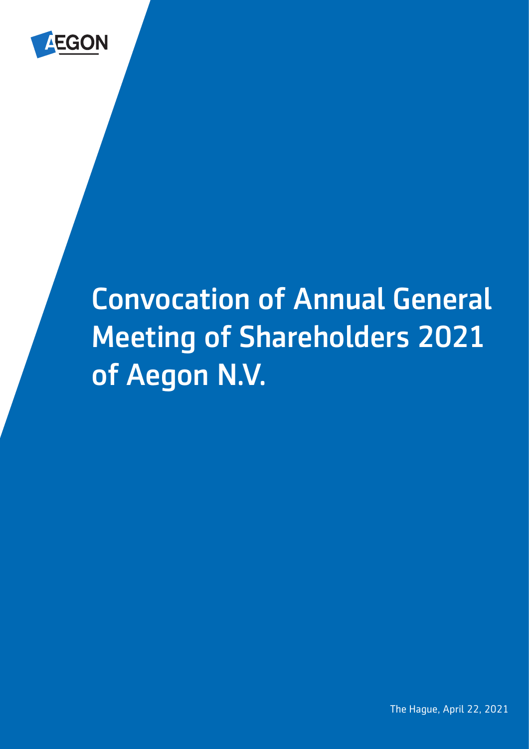# Convocation of Annual General Meeting of Shareholders 2021 of Aegon N.V.

The Hague, April 22, 2021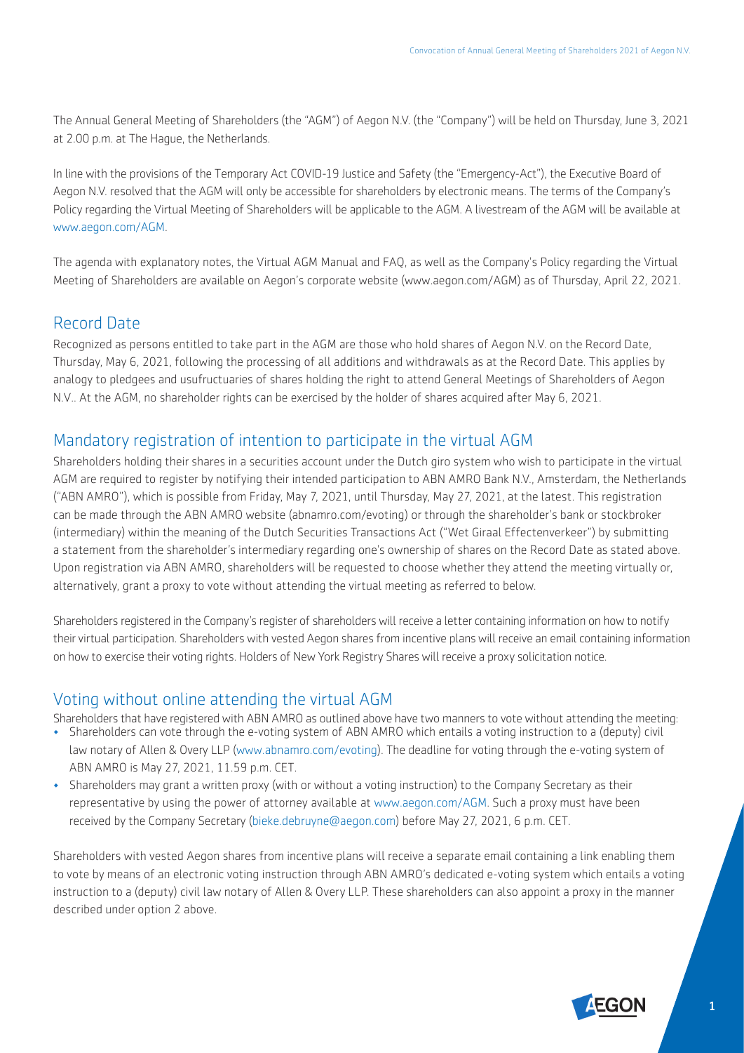The Annual General Meeting of Shareholders (the "AGM") of Aegon N.V. (the "Company") will be held on Thursday, June 3, 2021 at 2.00 p.m. at The Hague, the Netherlands.

In line with the provisions of the Temporary Act COVID-19 Justice and Safety (the "Emergency-Act"), the Executive Board of Aegon N.V. resolved that the AGM will only be accessible for shareholders by electronic means. The terms of the Company's Policy regarding the Virtual Meeting of Shareholders will be applicable to the AGM. A livestream of the AGM will be available at www.aegon.com/AGM.

The agenda with explanatory notes, the Virtual AGM Manual and FAQ, as well as the Company's Policy regarding the Virtual Meeting of Shareholders are available on Aegon's corporate website (www.aegon.com/AGM) as of Thursday, April 22, 2021.

## Record Date

Recognized as persons entitled to take part in the AGM are those who hold shares of Aegon N.V. on the Record Date, Thursday, May 6, 2021, following the processing of all additions and withdrawals as at the Record Date. This applies by analogy to pledgees and usufructuaries of shares holding the right to attend General Meetings of Shareholders of Aegon N.V.. At the AGM, no shareholder rights can be exercised by the holder of shares acquired after May 6, 2021.

## Mandatory registration of intention to participate in the virtual AGM

Shareholders holding their shares in a securities account under the Dutch giro system who wish to participate in the virtual AGM are required to register by notifying their intended participation to ABN AMRO Bank N.V., Amsterdam, the Netherlands ("ABN AMRO"), which is possible from Friday, May 7, 2021, until Thursday, May 27, 2021, at the latest. This registration can be made through the ABN AMRO website (abnamro.com/evoting) or through the shareholder's bank or stockbroker (intermediary) within the meaning of the Dutch Securities Transactions Act ("Wet Giraal Effectenverkeer") by submitting a statement from the shareholder's intermediary regarding one's ownership of shares on the Record Date as stated above. Upon registration via ABN AMRO, shareholders will be requested to choose whether they attend the meeting virtually or, alternatively, grant a proxy to vote without attending the virtual meeting as referred to below.

Shareholders registered in the Company's register of shareholders will receive a letter containing information on how to notify their virtual participation. Shareholders with vested Aegon shares from incentive plans will receive an email containing information on how to exercise their voting rights. Holders of New York Registry Shares will receive a proxy solicitation notice.

## Voting without online attending the virtual AGM

Shareholders that have registered with ABN AMRO as outlined above have two manners to vote without attending the meeting:

- Shareholders can vote through the e-voting system of ABN AMRO which entails a voting instruction to a (deputy) civil law notary of Allen & Overy LLP (www.abnamro.com/evoting). The deadline for voting through the e-voting system of ABN AMRO is May 27, 2021, 11.59 p.m. CET.
- Shareholders may grant a written proxy (with or without a voting instruction) to the Company Secretary as their representative by using the power of attorney available at www.aegon.com/AGM. Such a proxy must have been received by the Company Secretary (bieke.debruyne@aegon.com) before May 27, 2021, 6 p.m. CET.

Shareholders with vested Aegon shares from incentive plans will receive a separate email containing a link enabling them to vote by means of an electronic voting instruction through ABN AMRO's dedicated e-voting system which entails a voting instruction to a (deputy) civil law notary of Allen & Overy LLP. These shareholders can also appoint a proxy in the manner described under option 2 above.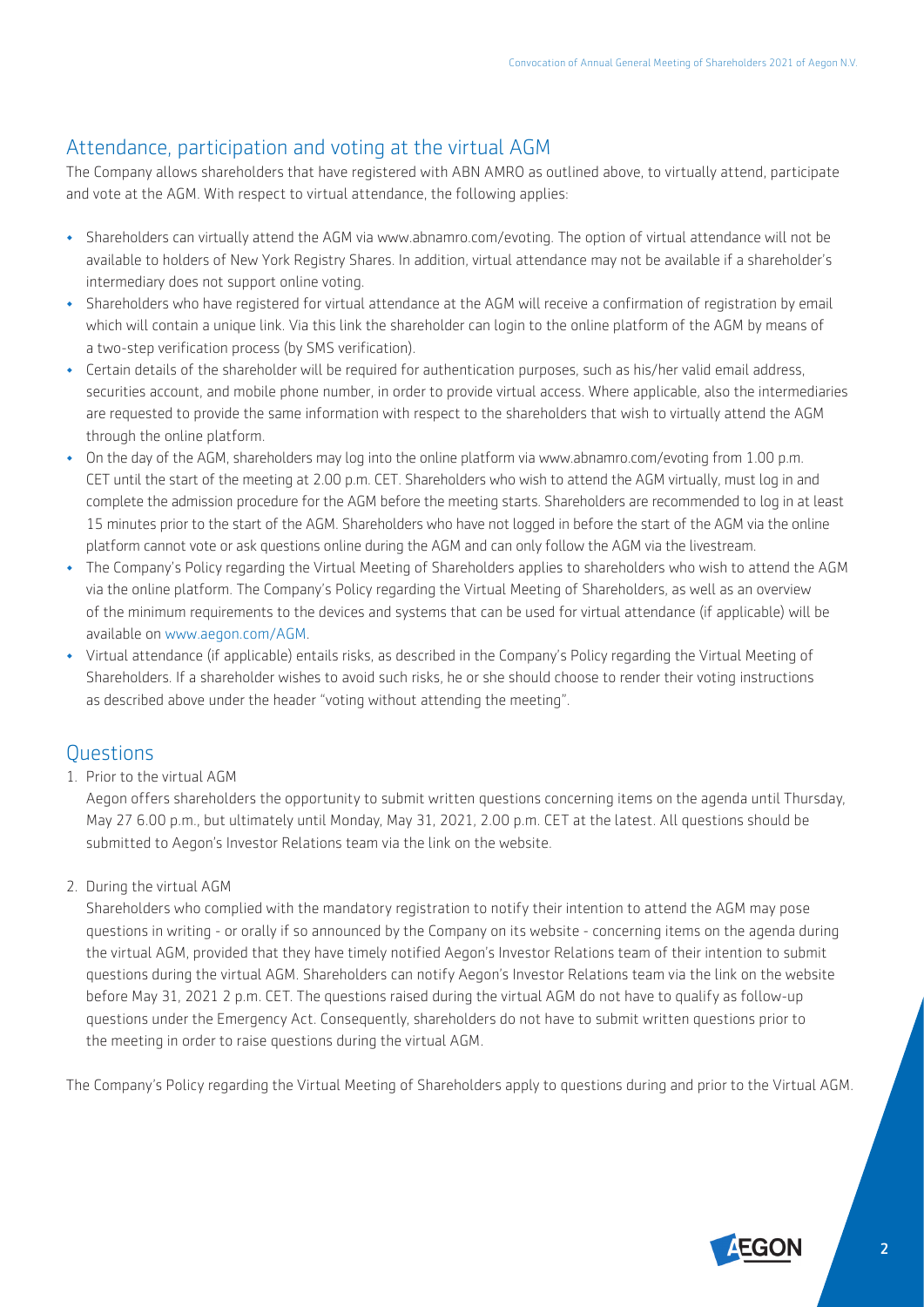## Attendance, participation and voting at the virtual AGM

The Company allows shareholders that have registered with ABN AMRO as outlined above, to virtually attend, participate and vote at the AGM. With respect to virtual attendance, the following applies:

- Shareholders can virtually attend the AGM via www.abnamro.com/evoting. The option of virtual attendance will not be available to holders of New York Registry Shares. In addition, virtual attendance may not be available if a shareholder's intermediary does not support online voting.
- Shareholders who have registered for virtual attendance at the AGM will receive a confirmation of registration by email which will contain a unique link. Via this link the shareholder can login to the online platform of the AGM by means of a two-step verification process (by SMS verification).
- Certain details of the shareholder will be required for authentication purposes, such as his/her valid email address, securities account, and mobile phone number, in order to provide virtual access. Where applicable, also the intermediaries are requested to provide the same information with respect to the shareholders that wish to virtually attend the AGM through the online platform.
- On the day of the AGM, shareholders may log into the online platform via www.abnamro.com/evoting from 1.00 p.m. CET until the start of the meeting at 2.00 p.m. CET. Shareholders who wish to attend the AGM virtually, must log in and complete the admission procedure for the AGM before the meeting starts. Shareholders are recommended to log in at least 15 minutes prior to the start of the AGM. Shareholders who have not logged in before the start of the AGM via the online platform cannot vote or ask questions online during the AGM and can only follow the AGM via the livestream.
- The Company's Policy regarding the Virtual Meeting of Shareholders applies to shareholders who wish to attend the AGM via the online platform. The Company's Policy regarding the Virtual Meeting of Shareholders, as well as an overview of the minimum requirements to the devices and systems that can be used for virtual attendance (if applicable) will be available on www.aegon.com/AGM.
- Virtual attendance (if applicable) entails risks, as described in the Company's Policy regarding the Virtual Meeting of Shareholders. If a shareholder wishes to avoid such risks, he or she should choose to render their voting instructions as described above under the header "voting without attending the meeting".

## Questions

1. Prior to the virtual AGM

   Aegon offers shareholders the opportunity to submit written questions concerning items on the agenda until Thursday, May 27 6.00 p.m., but ultimately until Monday, May 31, 2021, 2.00 p.m. CET at the latest. All questions should be submitted to Aegon's Investor Relations team via the link on the website.

2. During the virtual AGM

   Shareholders who complied with the mandatory registration to notify their intention to attend the AGM may pose questions in writing - or orally if so announced by the Company on its website - concerning items on the agenda during the virtual AGM, provided that they have timely notified Aegon's Investor Relations team of their intention to submit questions during the virtual AGM. Shareholders can notify Aegon's Investor Relations team via the link on the website before May 31, 2021 2 p.m. CET. The questions raised during the virtual AGM do not have to qualify as follow-up questions under the Emergency Act. Consequently, shareholders do not have to submit written questions prior to the meeting in order to raise questions during the virtual AGM.

The Company's Policy regarding the Virtual Meeting of Shareholders apply to questions during and prior to the Virtual AGM.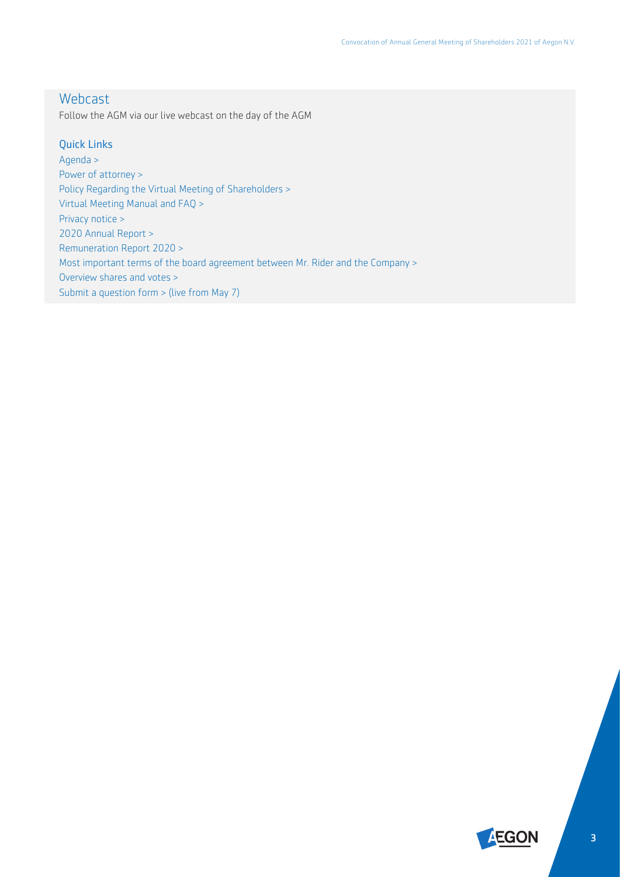## Webcast

Follow the AGM via our live webcast on the day of the AGM

### Quick Links

Agenda >
Power of attorney >
Policy Regarding the Virtual Meeting of Shareholders >
Virtual Meeting Manual and FAQ >
Privacy notice >
2020 Annual Report >
Remuneration Report 2020 >
Most important terms of the board agreement between Mr. Rider and the Company >
Overview shares and votes >
Submit a question form > (live from May 7)